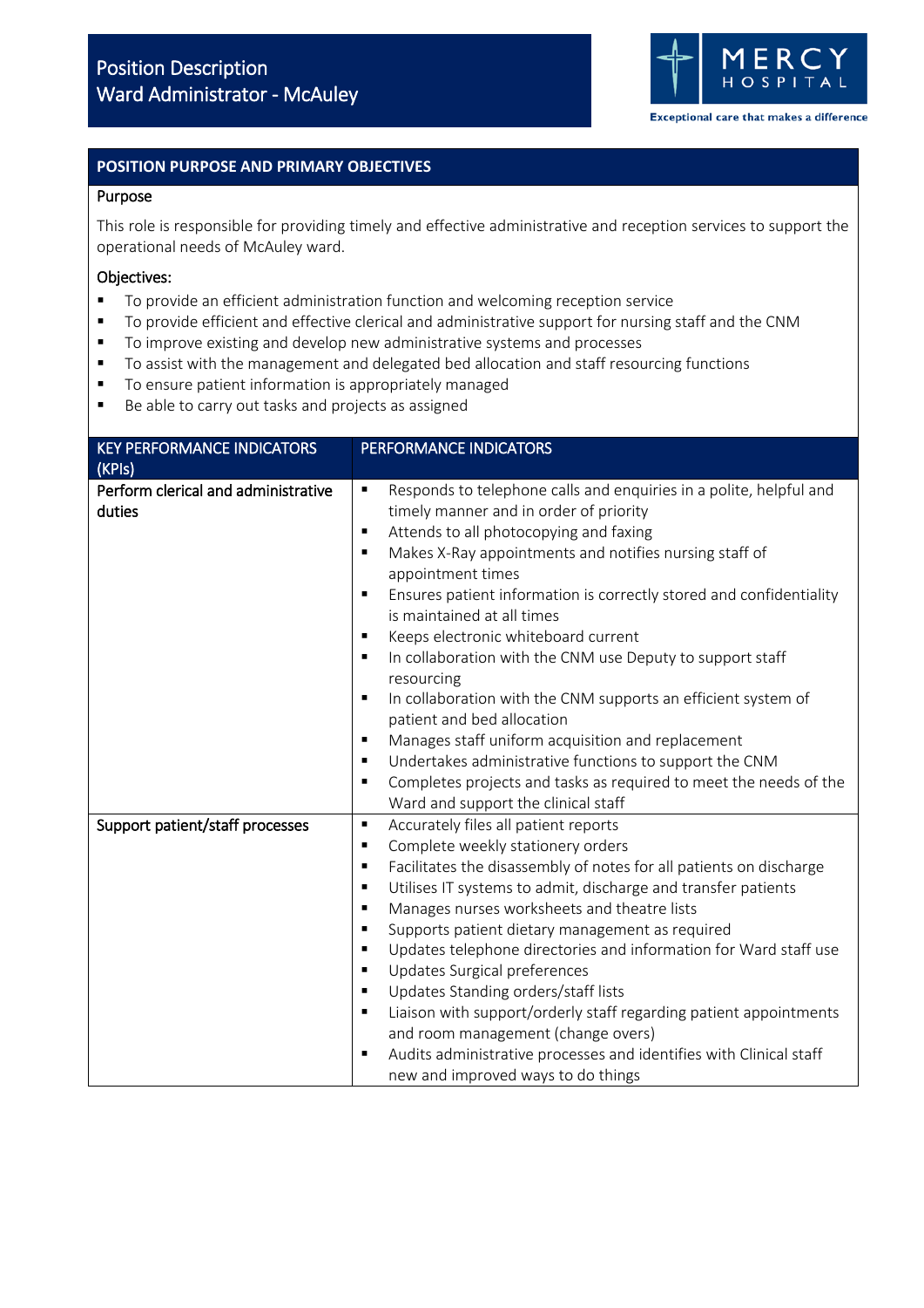# Position Description
# Ward Administrator - McAuley

MERCY HOSPITAL

Exceptional care that makes a difference

## POSITION PURPOSE AND PRIMARY OBJECTIVES

### Purpose

This role is responsible for providing timely and effective administrative and reception services to support the operational needs of McAuley ward.

### Objectives:

- To provide an efficient administration function and welcoming reception service
- To provide efficient and effective clerical and administrative support for nursing staff and the CNM
- To improve existing and develop new administrative systems and processes
- To assist with the management and delegated bed allocation and staff resourcing functions
- To ensure patient information is appropriately managed
- Be able to carry out tasks and projects as assigned

| KEY PERFORMANCE INDICATORS (KPIs) | PERFORMANCE INDICATORS |
|---|---|
| **Perform clerical and administrative duties** | ▪ Responds to telephone calls and enquiries in a polite, helpful and timely manner and in order of priority<br>▪ Attends to all photocopying and faxing<br>▪ Makes X-Ray appointments and notifies nursing staff of appointment times<br>▪ Ensures patient information is correctly stored and confidentiality is maintained at all times<br>▪ Keeps electronic whiteboard current<br>▪ In collaboration with the CNM use Deputy to support staff resourcing<br>▪ In collaboration with the CNM supports an efficient system of patient and bed allocation<br>▪ Manages staff uniform acquisition and replacement<br>▪ Undertakes administrative functions to support the CNM<br>▪ Completes projects and tasks as required to meet the needs of the Ward and support the clinical staff |
| **Support patient/staff processes** | ▪ Accurately files all patient reports<br>▪ Complete weekly stationery orders<br>▪ Facilitates the disassembly of notes for all patients on discharge<br>▪ Utilises IT systems to admit, discharge and transfer patients<br>▪ Manages nurses worksheets and theatre lists<br>▪ Supports patient dietary management as required<br>▪ Updates telephone directories and information for Ward staff use<br>▪ Updates Surgical preferences<br>▪ Updates Standing orders/staff lists<br>▪ Liaison with support/orderly staff regarding patient appointments and room management (change overs)<br>▪ Audits administrative processes and identifies with Clinical staff new and improved ways to do things |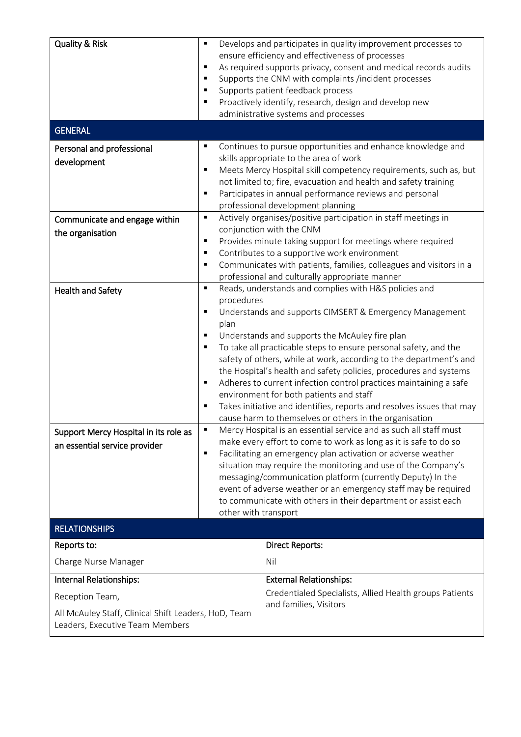| | |
|---|---|
| Quality & Risk | ▪ Develops and participates in quality improvement processes to ensure efficiency and effectiveness of processes<br>▪ As required supports privacy, consent and medical records audits<br>▪ Supports the CNM with complaints /incident processes<br>▪ Supports patient feedback process<br>▪ Proactively identify, research, design and develop new administrative systems and processes |
| **GENERAL** | |
| Personal and professional development | ▪ Continues to pursue opportunities and enhance knowledge and skills appropriate to the area of work<br>▪ Meets Mercy Hospital skill competency requirements, such as, but not limited to; fire, evacuation and health and safety training<br>▪ Participates in annual performance reviews and personal professional development planning |
| Communicate and engage within the organisation | ▪ Actively organises/positive participation in staff meetings in conjunction with the CNM<br>▪ Provides minute taking support for meetings where required<br>▪ Contributes to a supportive work environment<br>▪ Communicates with patients, families, colleagues and visitors in a professional and culturally appropriate manner |
| Health and Safety | ▪ Reads, understands and complies with H&S policies and procedures<br>▪ Understands and supports CIMSERT & Emergency Management plan<br>▪ Understands and supports the McAuley fire plan<br>▪ To take all practicable steps to ensure personal safety, and the safety of others, while at work, according to the department's and the Hospital's health and safety policies, procedures and systems<br>▪ Adheres to current infection control practices maintaining a safe environment for both patients and staff<br>▪ Takes initiative and identifies, reports and resolves issues that may cause harm to themselves or others in the organisation |
| Support Mercy Hospital in its role as an essential service provider | ▪ Mercy Hospital is an essential service and as such all staff must make every effort to come to work as long as it is safe to do so<br>▪ Facilitating an emergency plan activation or adverse weather situation may require the monitoring and use of the Company's messaging/communication platform (currently Deputy) In the event of adverse weather or an emergency staff may be required to communicate with others in their department or assist each other with transport |

| **RELATIONSHIPS** | |
|---|---|
| **Reports to:**<br>Charge Nurse Manager | **Direct Reports:**<br>Nil |
| **Internal Relationships:**<br>Reception Team,<br>All McAuley Staff, Clinical Shift Leaders, HoD, Team Leaders, Executive Team Members | **External Relationships:**<br>Credentialed Specialists, Allied Health groups Patients and families, Visitors |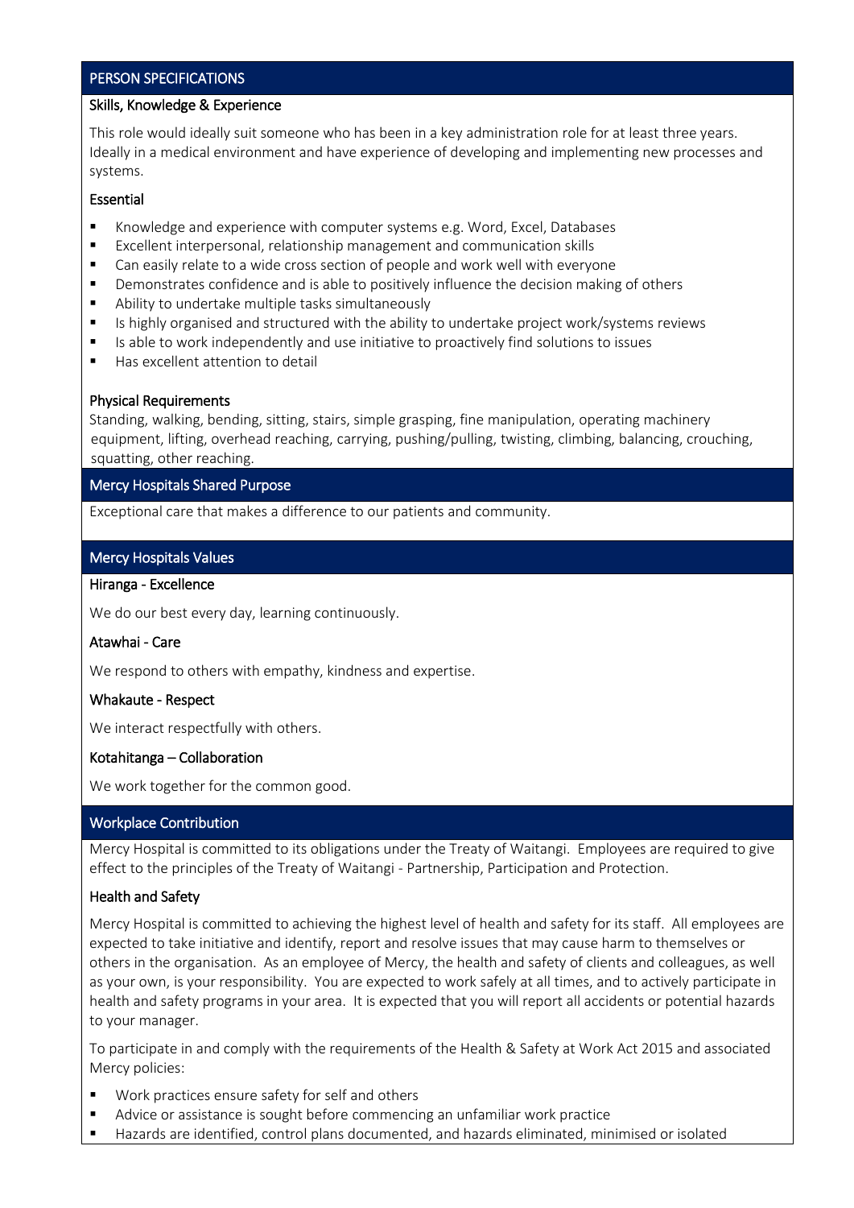## PERSON SPECIFICATIONS

### Skills, Knowledge & Experience

This role would ideally suit someone who has been in a key administration role for at least three years. Ideally in a medical environment and have experience of developing and implementing new processes and systems.

### Essential

- Knowledge and experience with computer systems e.g. Word, Excel, Databases
- Excellent interpersonal, relationship management and communication skills
- Can easily relate to a wide cross section of people and work well with everyone
- Demonstrates confidence and is able to positively influence the decision making of others
- Ability to undertake multiple tasks simultaneously
- Is highly organised and structured with the ability to undertake project work/systems reviews
- Is able to work independently and use initiative to proactively find solutions to issues
- Has excellent attention to detail

### Physical Requirements

Standing, walking, bending, sitting, stairs, simple grasping, fine manipulation, operating machinery equipment, lifting, overhead reaching, carrying, pushing/pulling, twisting, climbing, balancing, crouching, squatting, other reaching.

## Mercy Hospitals Shared Purpose

Exceptional care that makes a difference to our patients and community.

## Mercy Hospitals Values

### Hiranga - Excellence

We do our best every day, learning continuously.

### Atawhai - Care

We respond to others with empathy, kindness and expertise.

### Whakaute - Respect

We interact respectfully with others.

### Kotahitanga – Collaboration

We work together for the common good.

## Workplace Contribution

Mercy Hospital is committed to its obligations under the Treaty of Waitangi. Employees are required to give effect to the principles of the Treaty of Waitangi - Partnership, Participation and Protection.

### Health and Safety

Mercy Hospital is committed to achieving the highest level of health and safety for its staff. All employees are expected to take initiative and identify, report and resolve issues that may cause harm to themselves or others in the organisation. As an employee of Mercy, the health and safety of clients and colleagues, as well as your own, is your responsibility. You are expected to work safely at all times, and to actively participate in health and safety programs in your area. It is expected that you will report all accidents or potential hazards to your manager.

To participate in and comply with the requirements of the Health & Safety at Work Act 2015 and associated Mercy policies:

- Work practices ensure safety for self and others
- Advice or assistance is sought before commencing an unfamiliar work practice
- Hazards are identified, control plans documented, and hazards eliminated, minimised or isolated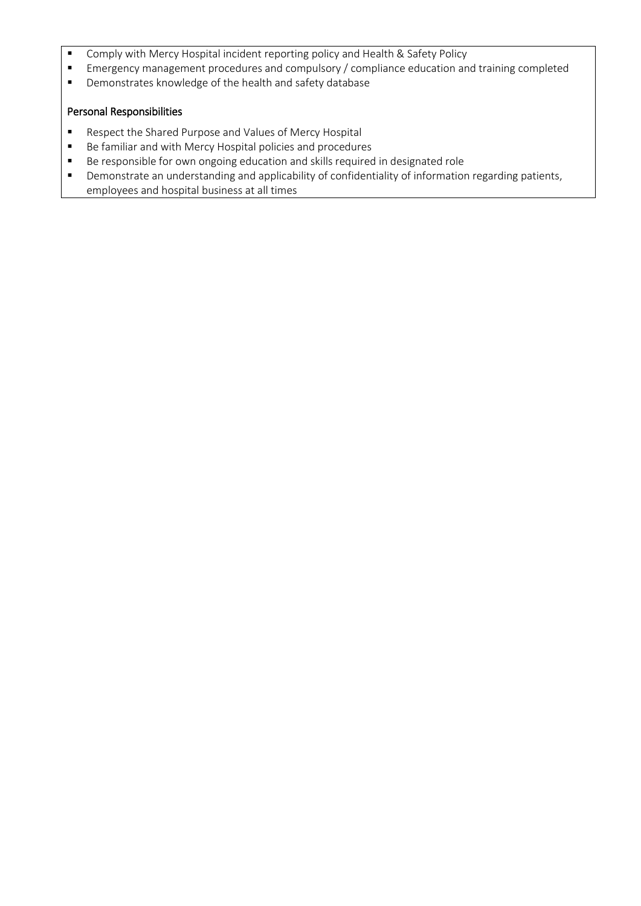- Comply with Mercy Hospital incident reporting policy and Health & Safety Policy
- Emergency management procedures and compulsory / compliance education and training completed
- Demonstrates knowledge of the health and safety database

### Personal Responsibilities

- Respect the Shared Purpose and Values of Mercy Hospital
- Be familiar and with Mercy Hospital policies and procedures
- Be responsible for own ongoing education and skills required in designated role
- Demonstrate an understanding and applicability of confidentiality of information regarding patients, employees and hospital business at all times